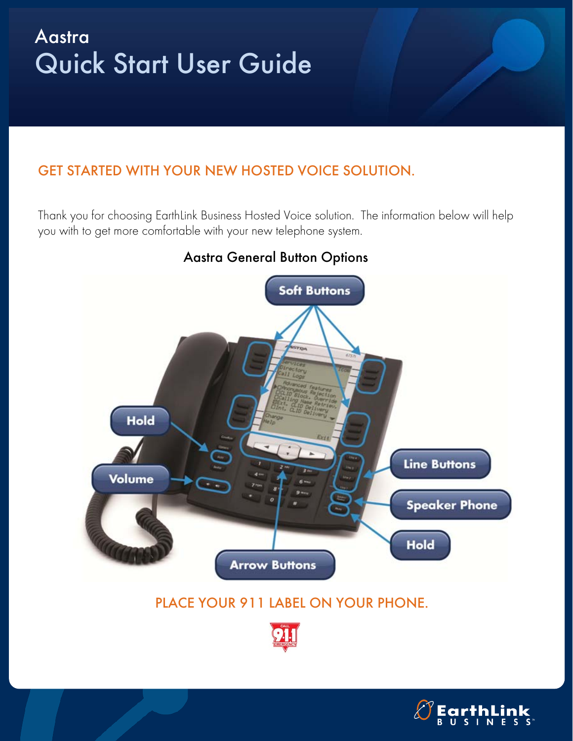# Aastra
# Quick Start User Guide

## GET STARTED WITH YOUR NEW HOSTED VOICE SOLUTION.

Thank you for choosing EarthLink Business Hosted Voice solution. The information below will help you with to get more comfortable with your new telephone system.

### Aastra General Button Options

Soft Buttons

Hold

Volume

Line Buttons

Speaker Phone

Hold

Arrow Buttons

## PLACE YOUR 911 LABEL ON YOUR PHONE.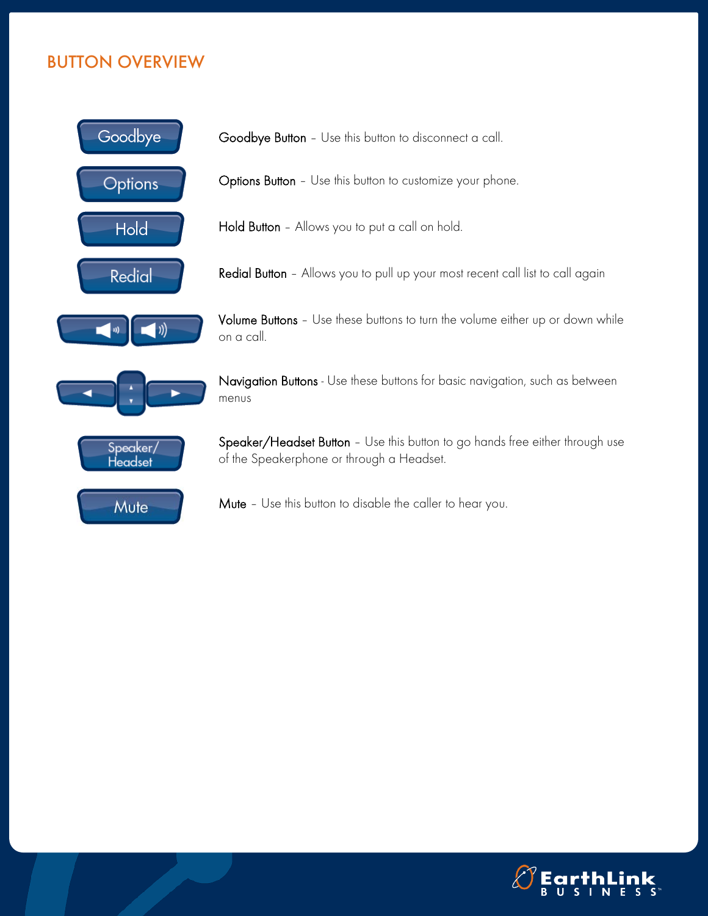## BUTTON OVERVIEW

**Goodbye Button** – Use this button to disconnect a call.

**Options Button** – Use this button to customize your phone.

**Hold Button** – Allows you to put a call on hold.

**Redial Button** – Allows you to pull up your most recent call list to call again

**Volume Buttons** – Use these buttons to turn the volume either up or down while on a call.

**Navigation Buttons** - Use these buttons for basic navigation, such as between menus

**Speaker/Headset Button** – Use this button to go hands free either through use of the Speakerphone or through a Headset.

**Mute** – Use this button to disable the caller to hear you.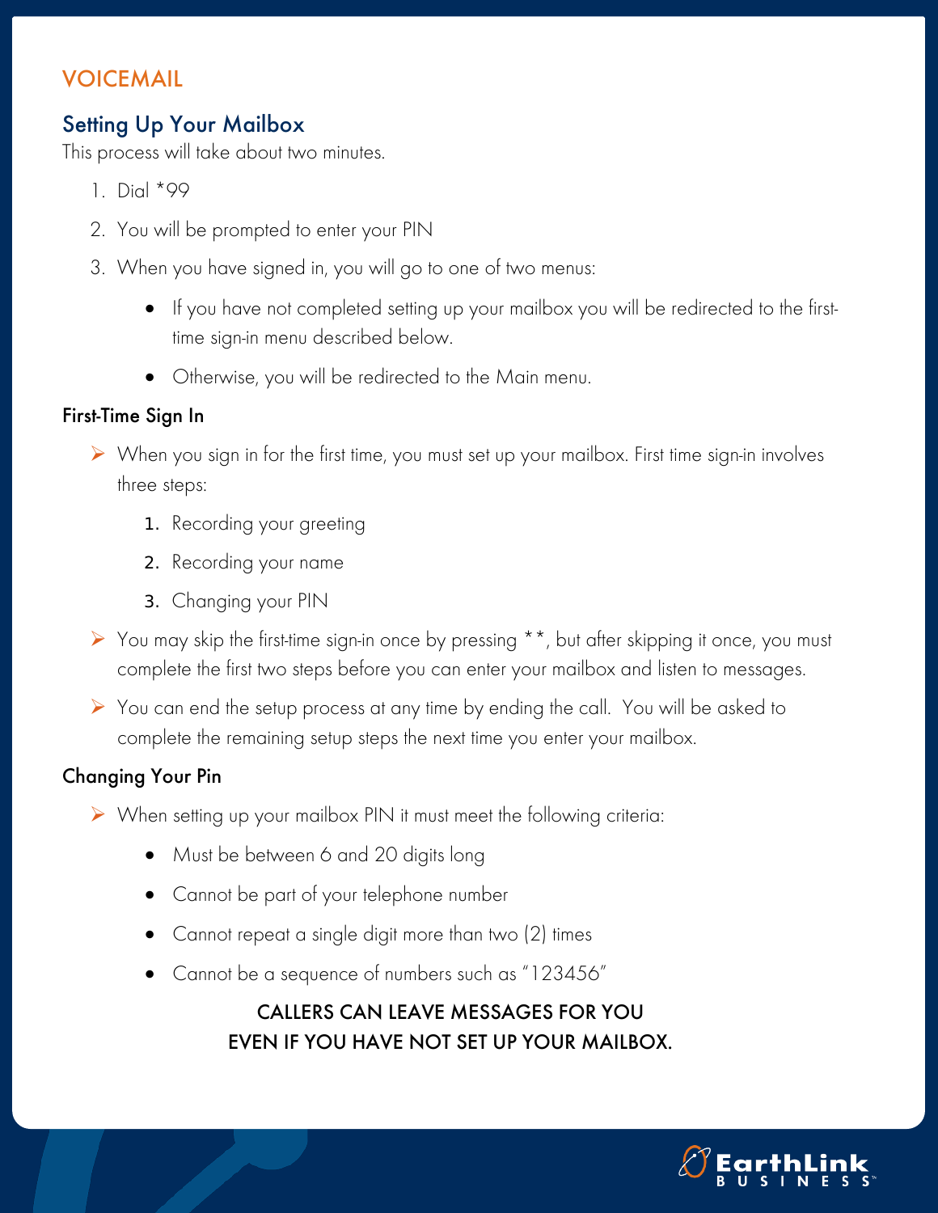# VOICEMAIL

## Setting Up Your Mailbox

This process will take about two minutes.

1. Dial *99
2. You will be prompted to enter your PIN
3. When you have signed in, you will go to one of two menus:
   - If you have not completed setting up your mailbox you will be redirected to the first-time sign-in menu described below.
   - Otherwise, you will be redirected to the Main menu.

### First-Time Sign In

- When you sign in for the first time, you must set up your mailbox. First time sign-in involves three steps:
  1. Recording your greeting
  2. Recording your name
  3. Changing your PIN
- You may skip the first-time sign-in once by pressing **, but after skipping it once, you must complete the first two steps before you can enter your mailbox and listen to messages.
- You can end the setup process at any time by ending the call. You will be asked to complete the remaining setup steps the next time you enter your mailbox.

### Changing Your Pin

- When setting up your mailbox PIN it must meet the following criteria:
  - Must be between 6 and 20 digits long
  - Cannot be part of your telephone number
  - Cannot repeat a single digit more than two (2) times
  - Cannot be a sequence of numbers such as "123456"

**CALLERS CAN LEAVE MESSAGES FOR YOU EVEN IF YOU HAVE NOT SET UP YOUR MAILBOX.**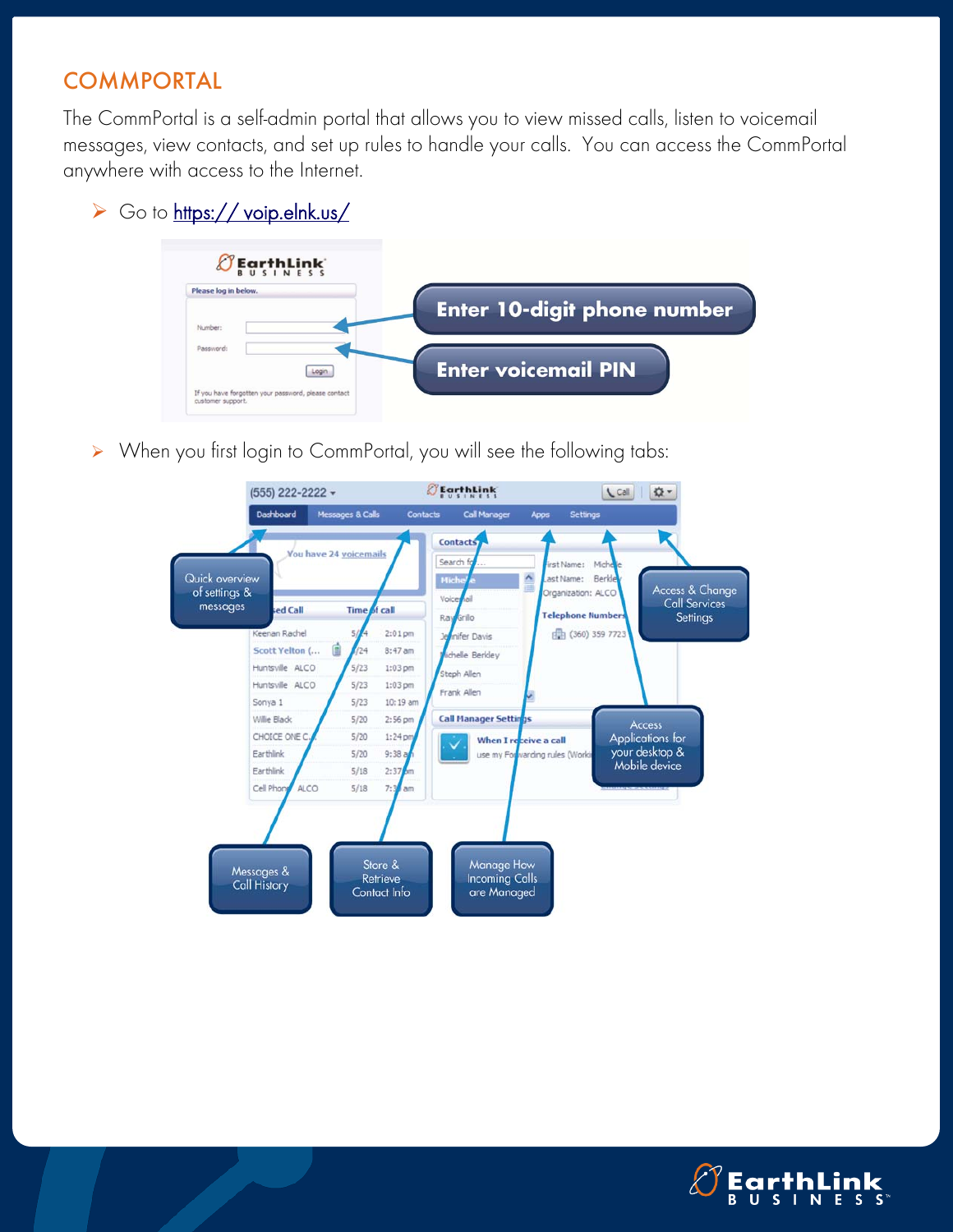## COMMPORTAL

The CommPortal is a self-admin portal that allows you to view missed calls, listen to voicemail messages, view contacts, and set up rules to handle your calls. You can access the CommPortal anywhere with access to the Internet.

- Go to https:// voip.elnk.us/

Enter 10-digit phone number

Enter voicemail PIN

- When you first login to CommPortal, you will see the following tabs:

Quick overview of settings & messages

Access & Change Call Services Settings

Access Applications for your desktop & Mobile device

Messages & Call History

Store & Retrieve Contact Info

Manage How Incoming Calls are Managed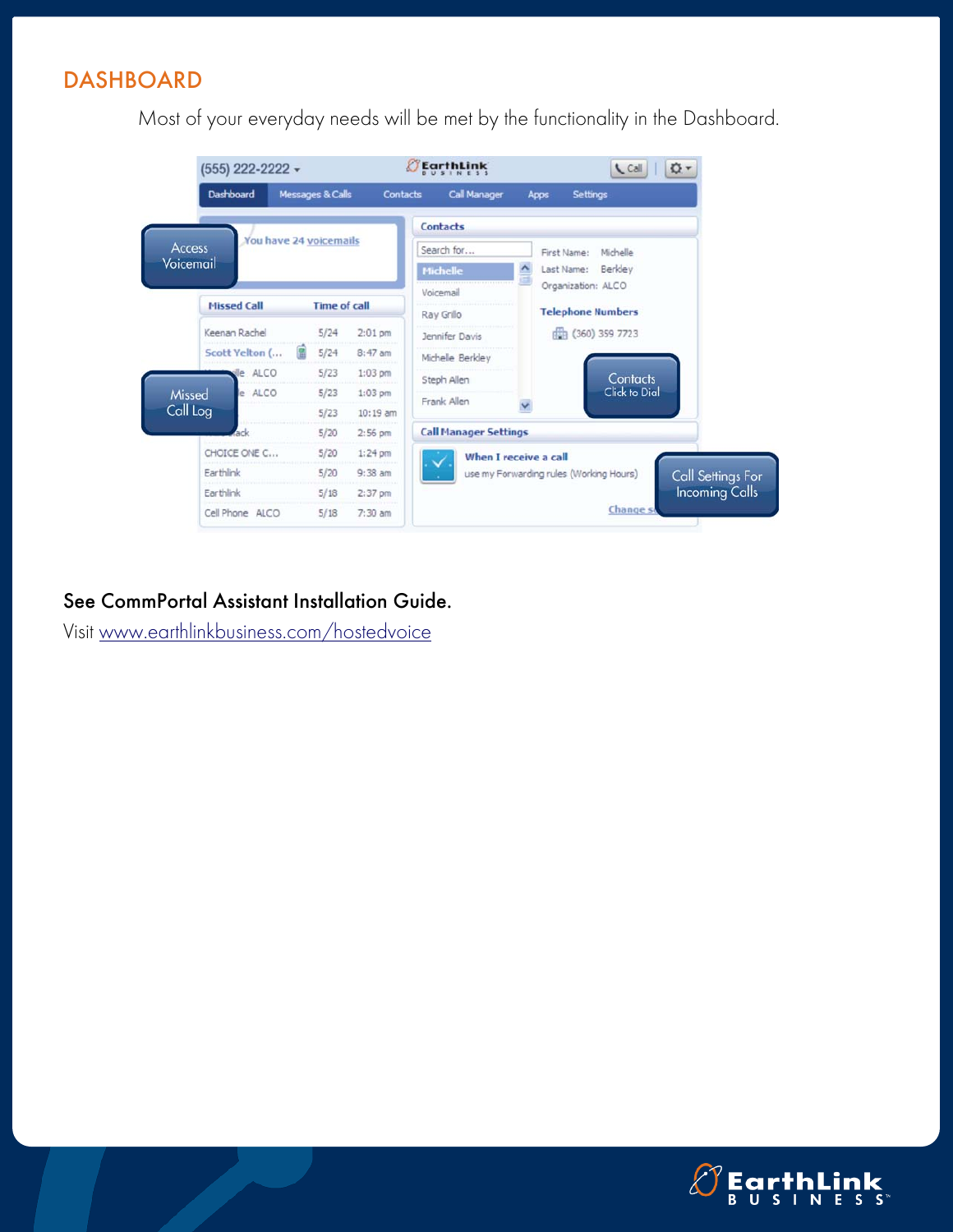## DASHBOARD

Most of your everyday needs will be met by the functionality in the Dashboard.

**See CommPortal Assistant Installation Guide.**

Visit www.earthlinkbusiness.com/hostedvoice